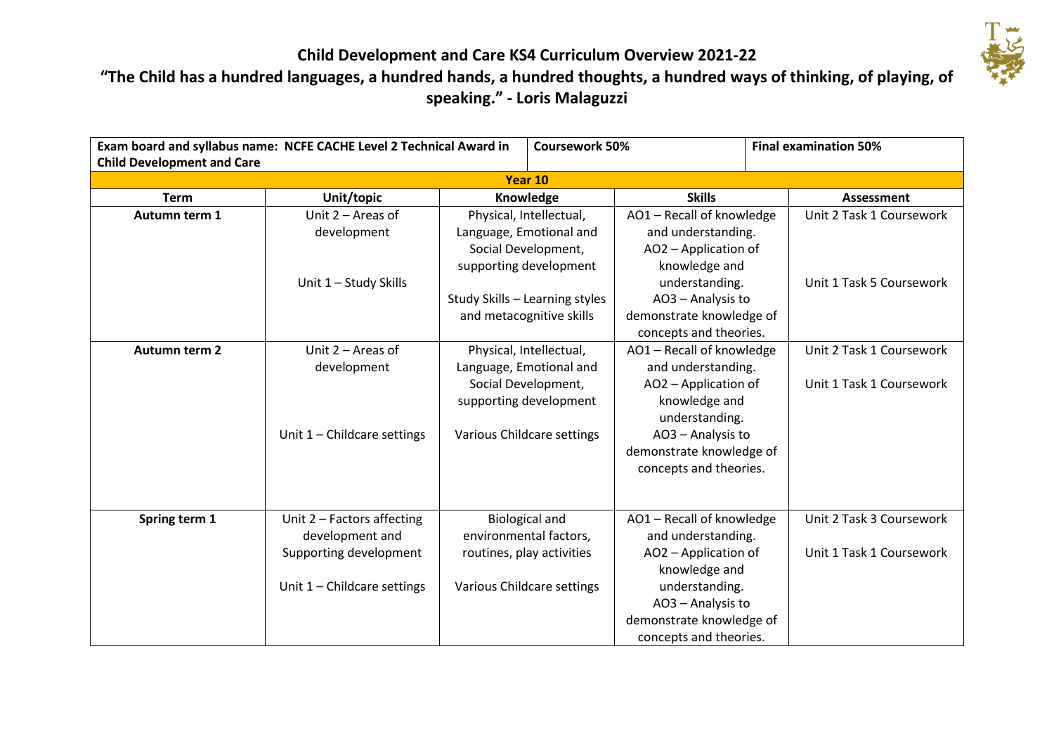# Child Development and Care KS4 Curriculum Overview 2021-22

## "The Child has a hundred languages, a hundred hands, a hundred thoughts, a hundred ways of thinking, of playing, of speaking." - Loris Malaguzzi

| **Exam board and syllabus name: NCFE CACHE Level 2 Technical Award in Child Development and Care** | | **Coursework 50%** | | **Final examination 50%** |
|---|---|---|---|---|
| **Year 10** | | | | |
| **Term** | **Unit/topic** | **Knowledge** | **Skills** | **Assessment** |
| **Autumn term 1** | Unit 2 – Areas of development<br><br>Unit 1 – Study Skills | Physical, Intellectual, Language, Emotional and Social Development, supporting development<br><br>Study Skills – Learning styles and metacognitive skills | AO1 – Recall of knowledge and understanding.<br>AO2 – Application of knowledge and understanding.<br>AO3 – Analysis to demonstrate knowledge of concepts and theories. | Unit 2 Task 1 Coursework<br><br>Unit 1 Task 5 Coursework |
| **Autumn term 2** | Unit 2 – Areas of development<br><br>Unit 1 – Childcare settings | Physical, Intellectual, Language, Emotional and Social Development, supporting development<br><br>Various Childcare settings | AO1 – Recall of knowledge and understanding.<br>AO2 – Application of knowledge and understanding.<br>AO3 – Analysis to demonstrate knowledge of concepts and theories. | Unit 2 Task 1 Coursework<br><br>Unit 1 Task 1 Coursework |
| **Spring term 1** | Unit 2 – Factors affecting development and Supporting development<br><br>Unit 1 – Childcare settings | Biological and environmental factors, routines, play activities<br><br>Various Childcare settings | AO1 – Recall of knowledge and understanding.<br>AO2 – Application of knowledge and understanding.<br>AO3 – Analysis to demonstrate knowledge of concepts and theories. | Unit 2 Task 3 Coursework<br><br>Unit 1 Task 1 Coursework |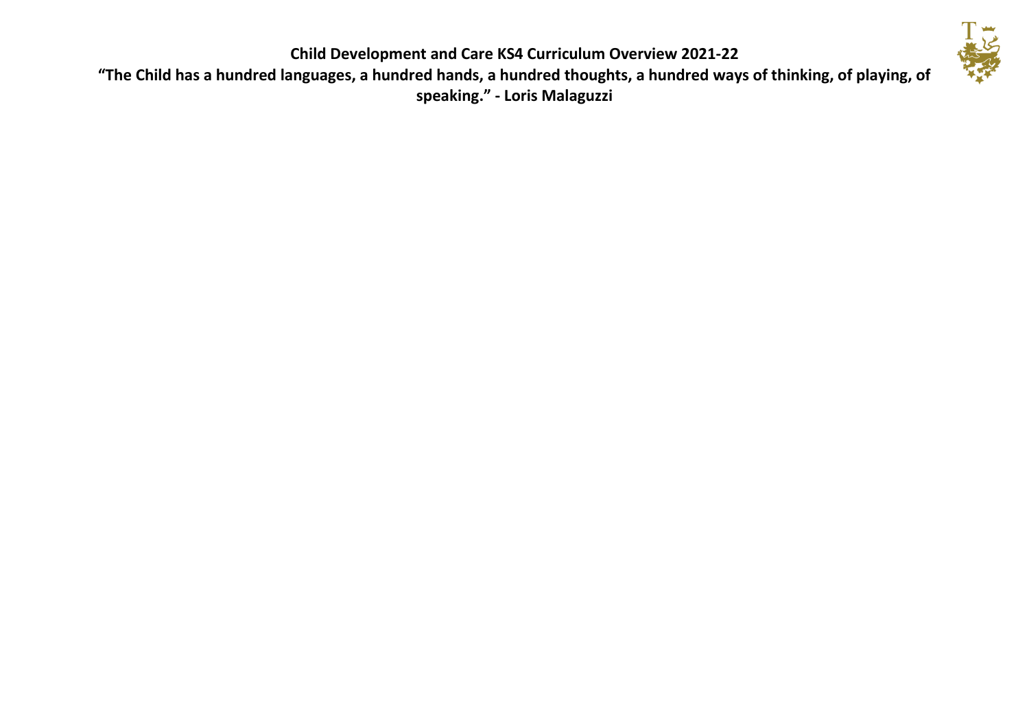**Child Development and Care KS4 Curriculum Overview 2021-22**

**"The Child has a hundred languages, a hundred hands, a hundred thoughts, a hundred ways of thinking, of playing, of speaking." - Loris Malaguzzi**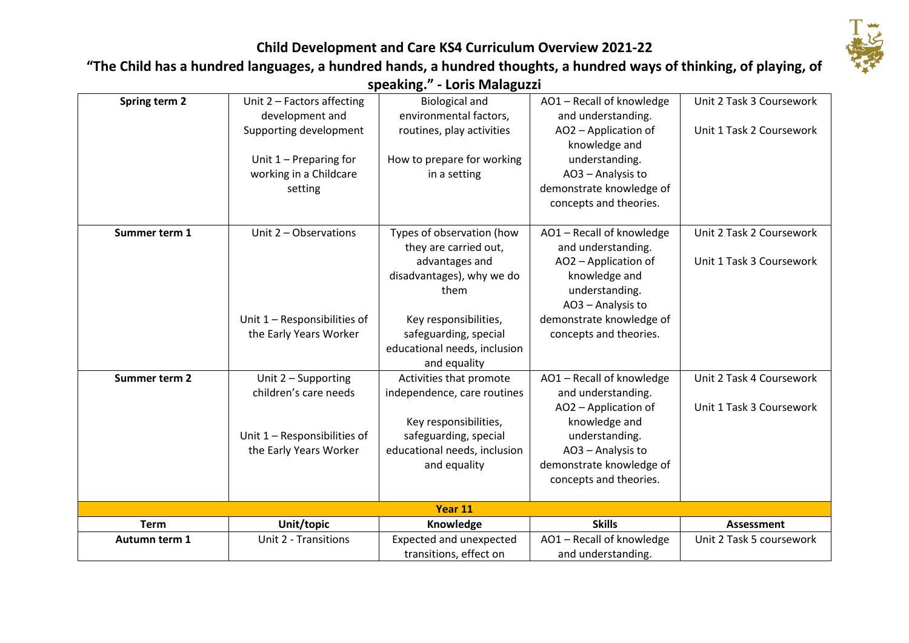## Child Development and Care KS4 Curriculum Overview 2021-22

### "The Child has a hundred languages, a hundred hands, a hundred thoughts, a hundred ways of thinking, of playing, of speaking." - Loris Malaguzzi

| | | | | |
|---|---|---|---|---|
| **Spring term 2** | Unit 2 – Factors affecting development and Supporting development<br><br>Unit 1 – Preparing for working in a Childcare setting | Biological and environmental factors, routines, play activities<br><br>How to prepare for working in a setting | AO1 – Recall of knowledge and understanding.<br>AO2 – Application of knowledge and understanding.<br>AO3 – Analysis to demonstrate knowledge of concepts and theories. | Unit 2 Task 3 Coursework<br><br>Unit 1 Task 2 Coursework |
| **Summer term 1** | Unit 2 – Observations<br><br>Unit 1 – Responsibilities of the Early Years Worker | Types of observation (how they are carried out, advantages and disadvantages), why we do them<br><br>Key responsibilities, safeguarding, special educational needs, inclusion and equality | AO1 – Recall of knowledge and understanding.<br>AO2 – Application of knowledge and understanding.<br>AO3 – Analysis to demonstrate knowledge of concepts and theories. | Unit 2 Task 2 Coursework<br><br>Unit 1 Task 3 Coursework |
| **Summer term 2** | Unit 2 – Supporting children's care needs<br><br>Unit 1 – Responsibilities of the Early Years Worker | Activities that promote independence, care routines<br><br>Key responsibilities, safeguarding, special educational needs, inclusion and equality | AO1 – Recall of knowledge and understanding.<br>AO2 – Application of knowledge and understanding.<br>AO3 – Analysis to demonstrate knowledge of concepts and theories. | Unit 2 Task 4 Coursework<br><br>Unit 1 Task 3 Coursework |
| | | **Year 11** | | |
| **Term** | **Unit/topic** | **Knowledge** | **Skills** | **Assessment** |
| **Autumn term 1** | Unit 2 - Transitions | Expected and unexpected transitions, effect on | AO1 – Recall of knowledge and understanding. | Unit 2 Task 5 coursework |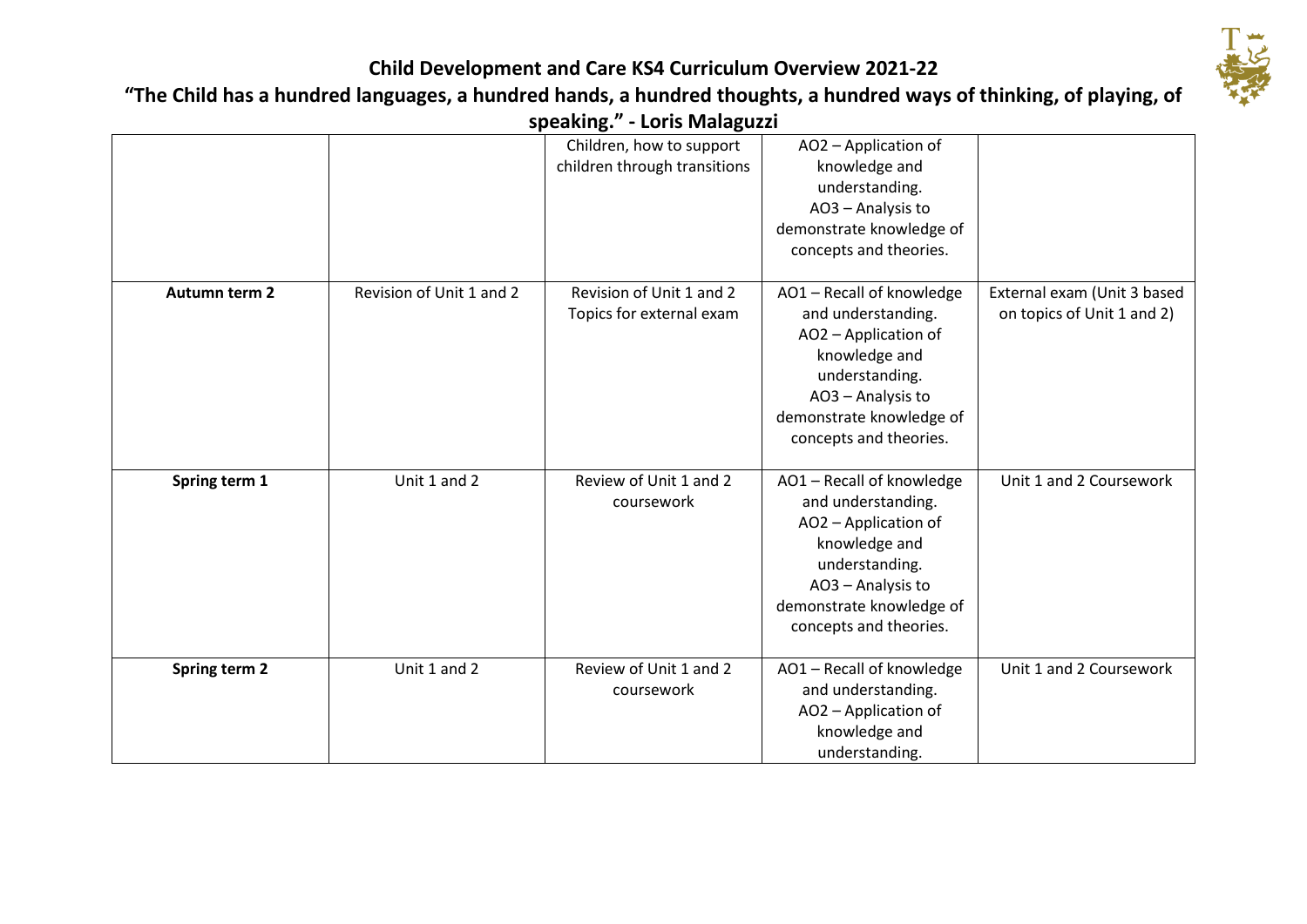## Child Development and Care KS4 Curriculum Overview 2021-22

**"The Child has a hundred languages, a hundred hands, a hundred thoughts, a hundred ways of thinking, of playing, of speaking." - Loris Malaguzzi**

| | | | | |
|---|---|---|---|---|
| | | Children, how to support children through transitions | AO2 – Application of knowledge and understanding. AO3 – Analysis to demonstrate knowledge of concepts and theories. | |
| **Autumn term 2** | Revision of Unit 1 and 2 | Revision of Unit 1 and 2 Topics for external exam | AO1 – Recall of knowledge and understanding. AO2 – Application of knowledge and understanding. AO3 – Analysis to demonstrate knowledge of concepts and theories. | External exam (Unit 3 based on topics of Unit 1 and 2) |
| **Spring term 1** | Unit 1 and 2 | Review of Unit 1 and 2 coursework | AO1 – Recall of knowledge and understanding. AO2 – Application of knowledge and understanding. AO3 – Analysis to demonstrate knowledge of concepts and theories. | Unit 1 and 2 Coursework |
| **Spring term 2** | Unit 1 and 2 | Review of Unit 1 and 2 coursework | AO1 – Recall of knowledge and understanding. AO2 – Application of knowledge and understanding. | Unit 1 and 2 Coursework |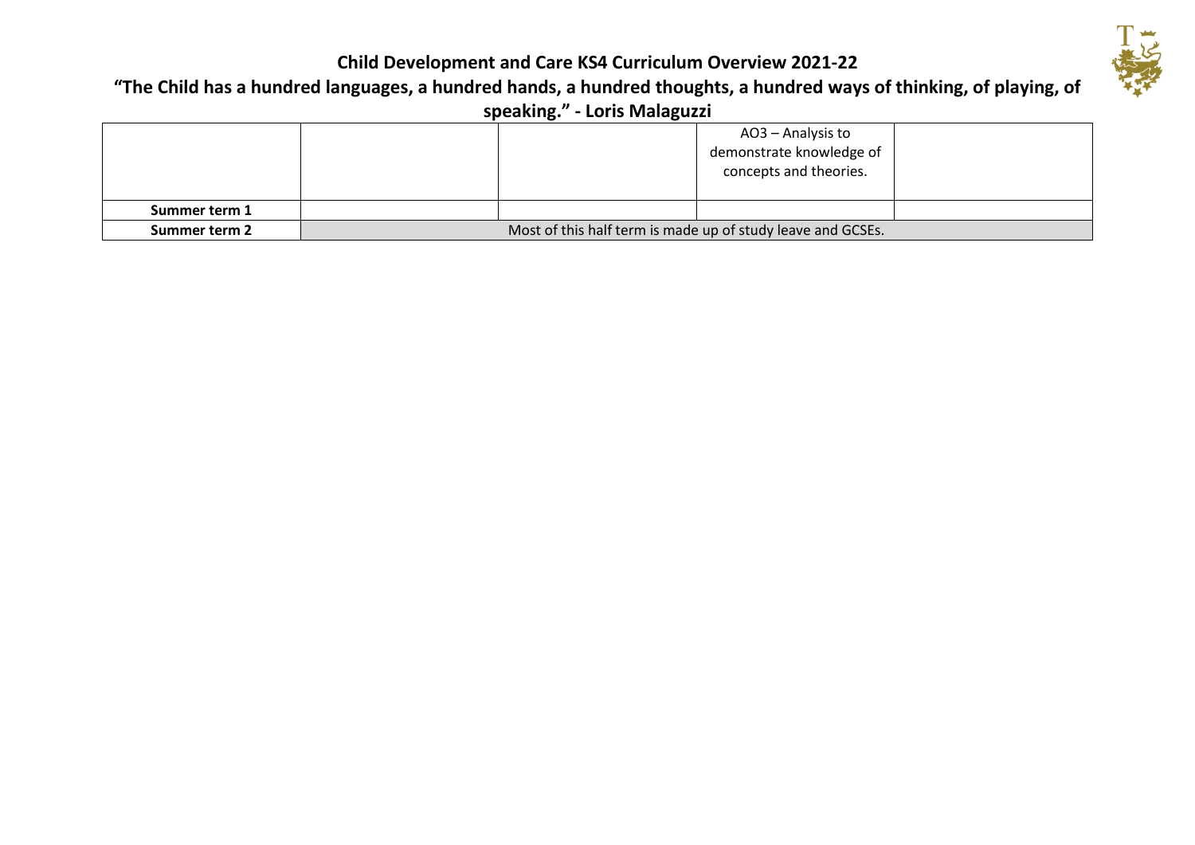## Child Development and Care KS4 Curriculum Overview 2021-22

### "The Child has a hundred languages, a hundred hands, a hundred thoughts, a hundred ways of thinking, of playing, of speaking." - Loris Malaguzzi

| | | | | |
|---|---|---|---|---|
| | | | AO3 – Analysis to demonstrate knowledge of concepts and theories. | |
| **Summer term 1** | | | | |
| **Summer term 2** | Most of this half term is made up of study leave and GCSEs. | | | |